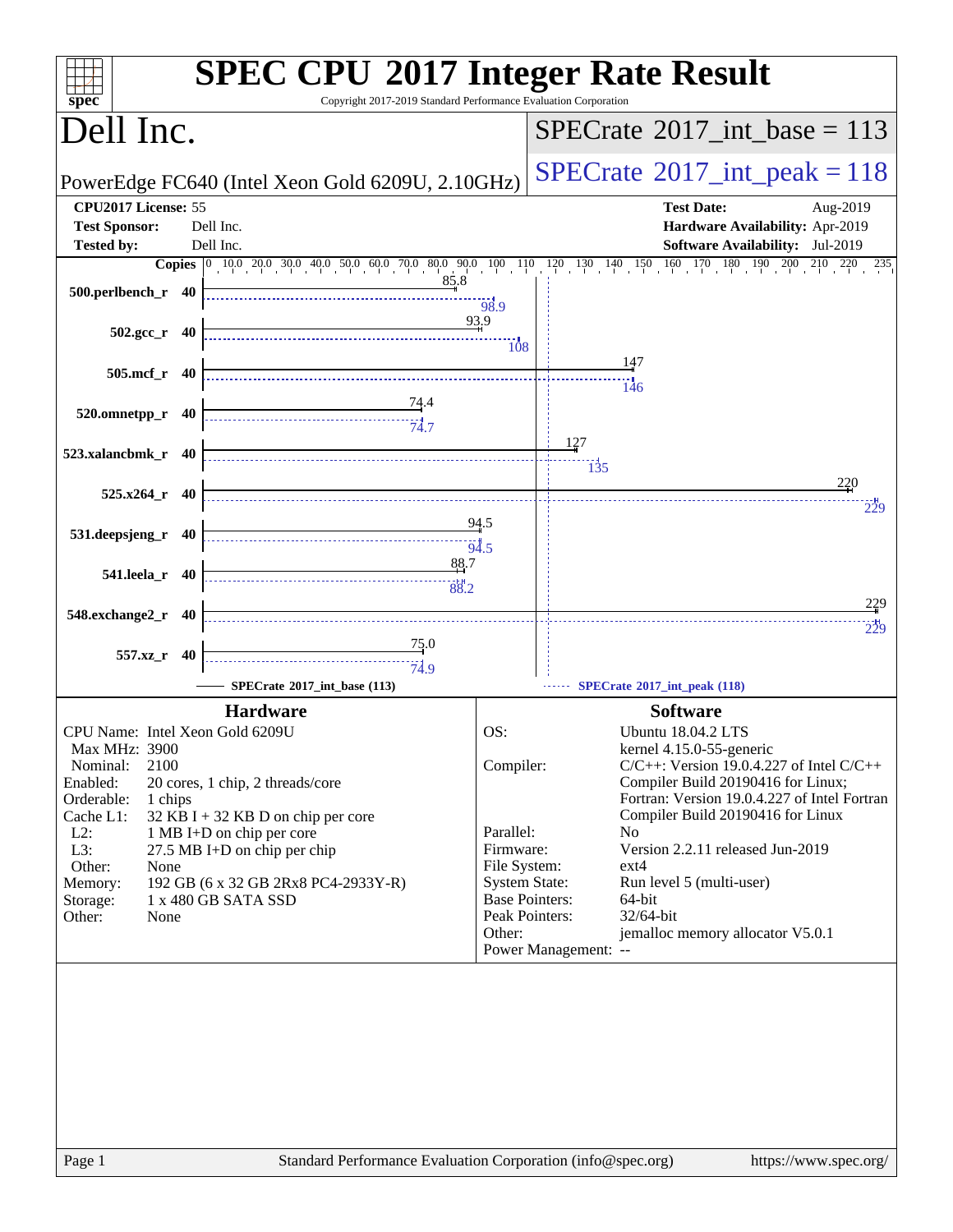# SPEC CPU 2017 Integer Rate Result

Copyright 2017-2019 Standard Performance Evaluation Corporation

## Dell Inc.

PowerEdge FC640 (Intel Xeon Gold 6209U, 2.10GHz)

SPECrate 2017_int_base = 113

SPECrate 2017_int_peak = 118

**CPU2017 License:** 55
**Test Sponsor:** Dell Inc.
**Tested by:** Dell Inc.

**Test Date:** Aug-2019
**Hardware Availability:** Apr-2019
**Software Availability:** Jul-2019

| Benchmark | Copies | SPECrate 2017_int_base (113) | SPECrate 2017_int_peak (118) |
|---|---|---|---|
| 500.perlbench_r | 40 | 85.8 | 98.9 |
| 502.gcc_r | 40 | 93.9 | 108 |
| 505.mcf_r | 40 | 147 | 146 |
| 520.omnetpp_r | 40 | 74.4 | 74.7 |
| 523.xalancbmk_r | 40 | 127 | 135 |
| 525.x264_r | 40 | 220 | 229 |
| 531.deepsjeng_r | 40 | 94.5 | 94.5 |
| 541.leela_r | 40 | 88.7 | 88.2 |
| 548.exchange2_r | 40 | 229 | 229 |
| 557.xz_r | 40 | 75.0 | 74.9 |

## Hardware

| | |
|---|---|
| CPU Name: | Intel Xeon Gold 6209U |
| Max MHz: | 3900 |
| Nominal: | 2100 |
| Enabled: | 20 cores, 1 chip, 2 threads/core |
| Orderable: | 1 chips |
| Cache L1: | 32 KB I + 32 KB D on chip per core |
| L2: | 1 MB I+D on chip per core |
| L3: | 27.5 MB I+D on chip per chip |
| Other: | None |
| Memory: | 192 GB (6 x 32 GB 2Rx8 PC4-2933Y-R) |
| Storage: | 1 x 480 GB SATA SSD |
| Other: | None |

## Software

| | |
|---|---|
| OS: | Ubuntu 18.04.2 LTS kernel 4.15.0-55-generic |
| Compiler: | C/C++: Version 19.0.4.227 of Intel C/C++ Compiler Build 20190416 for Linux; Fortran: Version 19.0.4.227 of Intel Fortran Compiler Build 20190416 for Linux |
| Parallel: | No |
| Firmware: | Version 2.2.11 released Jun-2019 |
| File System: | ext4 |
| System State: | Run level 5 (multi-user) |
| Base Pointers: | 64-bit |
| Peak Pointers: | 32/64-bit |
| Other: | jemalloc memory allocator V5.0.1 |
| Power Management: | -- |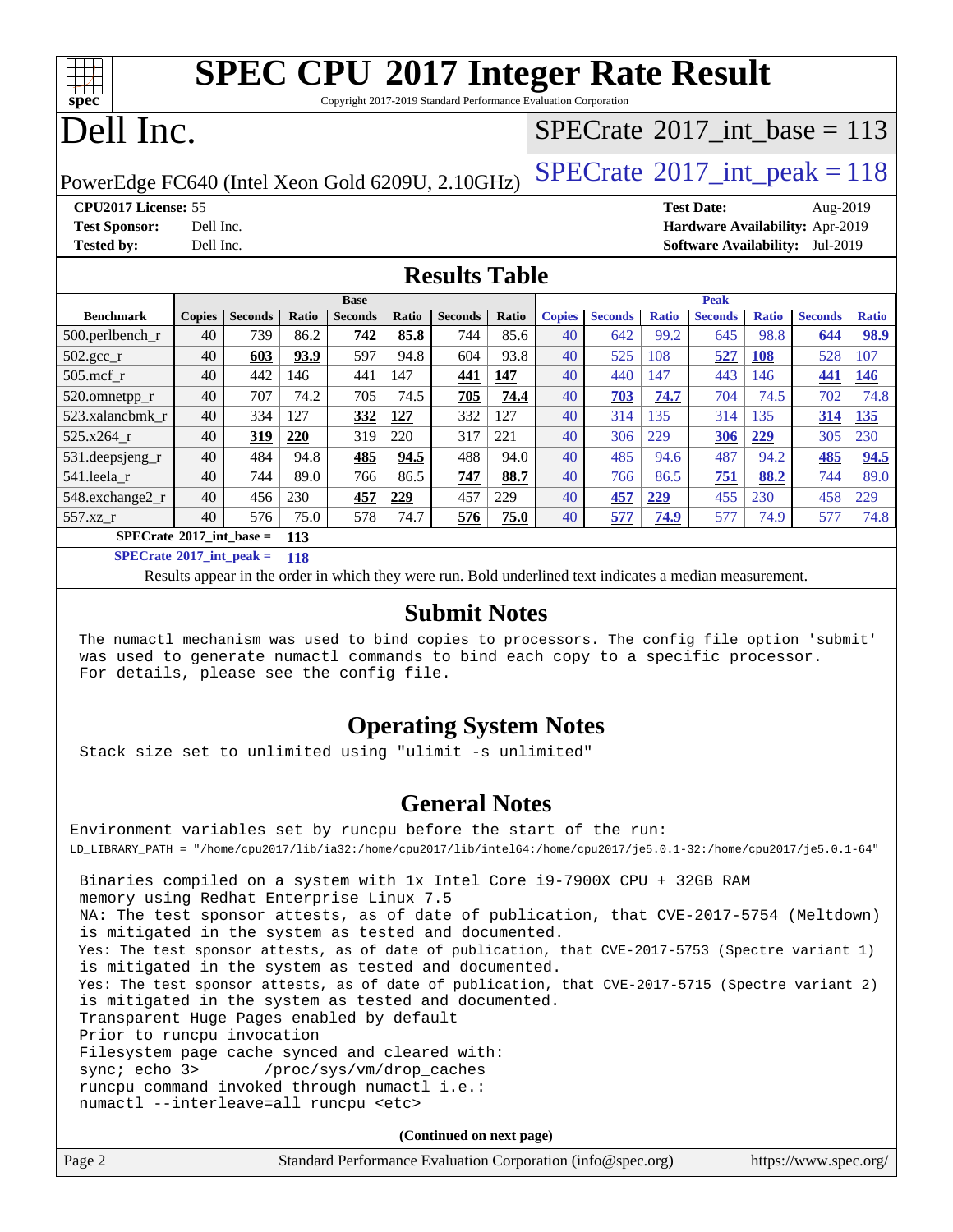# SPEC CPU 2017 Integer Rate Result

Copyright 2017-2019 Standard Performance Evaluation Corporation

# Dell Inc.

PowerEdge FC640 (Intel Xeon Gold 6209U, 2.10GHz)

SPECrate 2017_int_base = 113

SPECrate 2017_int_peak = 118

**CPU2017 License:** 55
**Test Sponsor:** Dell Inc.
**Tested by:** Dell Inc.

**Test Date:** Aug-2019
**Hardware Availability:** Apr-2019
**Software Availability:** Jul-2019

## Results Table

| Benchmark | Base | | | | | | | Peak | | | | | | |
|---|---|---|---|---|---|---|---|---|---|---|---|---|---|---|
| | Copies | Seconds | Ratio | Seconds | Ratio | Seconds | Ratio | Copies | Seconds | Ratio | Seconds | Ratio | Seconds | Ratio |
| 500.perlbench_r | 40 | 739 | 86.2 | **742** | **85.8** | 744 | 85.6 | 40 | 642 | 99.2 | 645 | 98.8 | **644** | **98.9** |
| 502.gcc_r | 40 | **603** | **93.9** | 597 | 94.8 | 604 | 93.8 | 40 | 525 | 108 | **527** | **108** | 528 | 107 |
| 505.mcf_r | 40 | 442 | 146 | 441 | 147 | **441** | **147** | 40 | 440 | 147 | 443 | 146 | **441** | **146** |
| 520.omnetpp_r | 40 | 707 | 74.2 | 705 | 74.5 | **705** | **74.4** | 40 | **703** | **74.7** | 704 | 74.5 | 702 | 74.8 |
| 523.xalancbmk_r | 40 | 334 | 127 | **332** | **127** | 332 | 127 | 40 | 314 | 135 | 314 | 135 | **314** | **135** |
| 525.x264_r | 40 | **319** | **220** | 319 | 220 | 317 | 221 | 40 | 306 | 229 | **306** | **229** | 305 | 230 |
| 531.deepsjeng_r | 40 | 484 | 94.8 | **485** | **94.5** | 488 | 94.0 | 40 | 485 | 94.6 | 487 | 94.2 | **485** | **94.5** |
| 541.leela_r | 40 | 744 | 89.0 | 766 | 86.5 | **747** | **88.7** | 40 | 766 | 86.5 | **751** | **88.2** | 744 | 89.0 |
| 548.exchange2_r | 40 | 456 | 230 | **457** | **229** | 457 | 229 | 40 | **457** | **229** | 455 | 230 | 458 | 229 |
| 557.xz_r | 40 | 576 | 75.0 | 578 | 74.7 | **576** | **75.0** | 40 | **577** | **74.9** | 577 | 74.9 | 577 | 74.8 |

**SPECrate 2017_int_base = 113**

**SPECrate 2017_int_peak = 118**

Results appear in the order in which they were run. Bold underlined text indicates a median measurement.

## Submit Notes

```
The numactl mechanism was used to bind copies to processors. The config file option 'submit'
was used to generate numactl commands to bind each copy to a specific processor.
For details, please see the config file.
```

## Operating System Notes

```
Stack size set to unlimited using "ulimit -s unlimited"
```

## General Notes

```
Environment variables set by runcpu before the start of the run:
LD_LIBRARY_PATH = "/home/cpu2017/lib/ia32:/home/cpu2017/lib/intel64:/home/cpu2017/je5.0.1-32:/home/cpu2017/je5.0.1-64"

 Binaries compiled on a system with 1x Intel Core i9-7900X CPU + 32GB RAM
 memory using Redhat Enterprise Linux 7.5
 NA: The test sponsor attests, as of date of publication, that CVE-2017-5754 (Meltdown)
 is mitigated in the system as tested and documented.
 Yes: The test sponsor attests, as of date of publication, that CVE-2017-5753 (Spectre variant 1)
 is mitigated in the system as tested and documented.
 Yes: The test sponsor attests, as of date of publication, that CVE-2017-5715 (Spectre variant 2)
 is mitigated in the system as tested and documented.
 Transparent Huge Pages enabled by default
 Prior to runcpu invocation
 Filesystem page cache synced and cleared with:
 sync; echo 3>       /proc/sys/vm/drop_caches
 runcpu command invoked through numactl i.e.:
 numactl --interleave=all runcpu <etc>
```

**(Continued on next page)**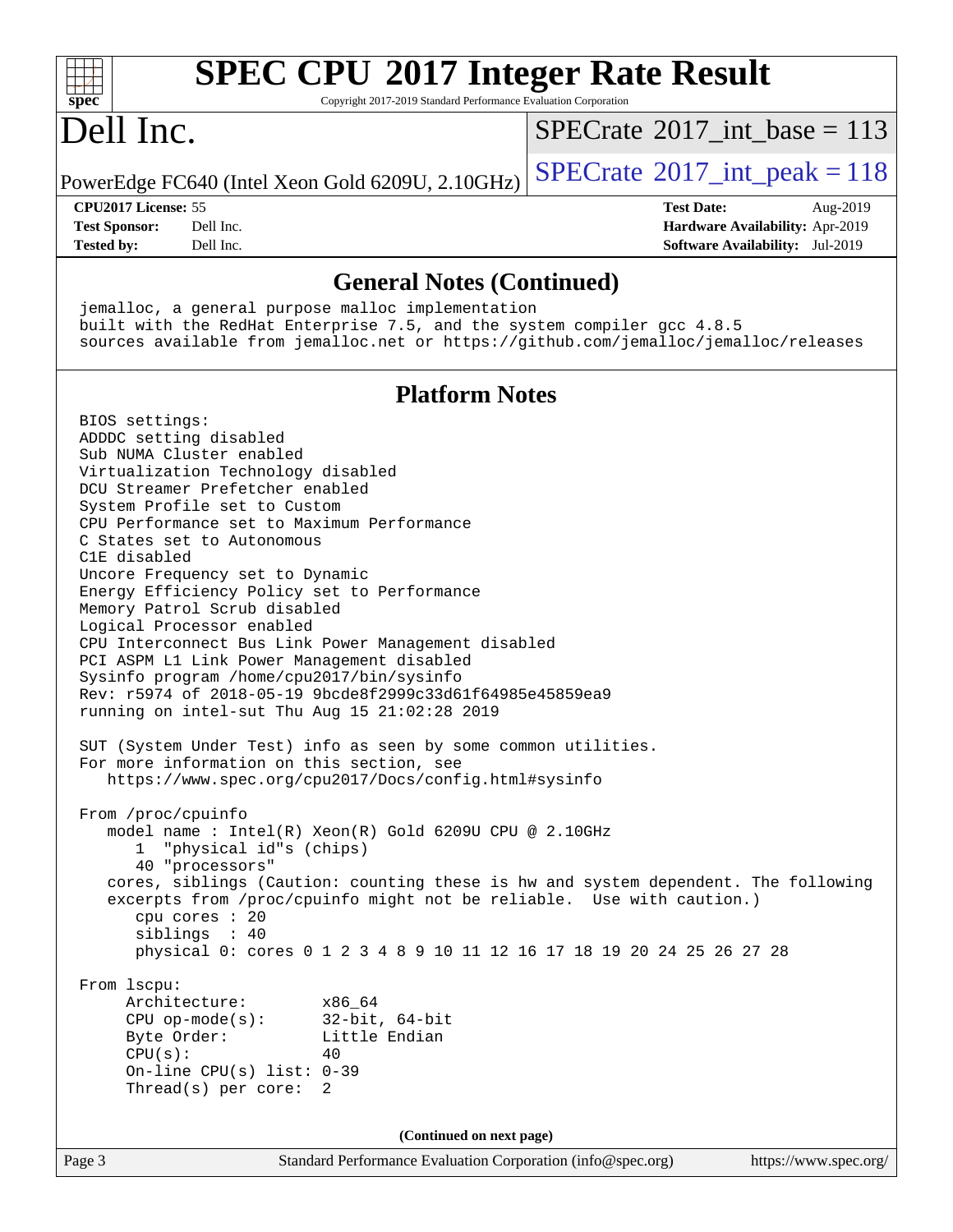## General Notes (Continued)

```
jemalloc, a general purpose malloc implementation
built with the RedHat Enterprise 7.5, and the system compiler gcc 4.8.5
sources available from jemalloc.net or https://github.com/jemalloc/jemalloc/releases
```

## Platform Notes

```
BIOS settings:
ADDDC setting disabled
Sub NUMA Cluster enabled
Virtualization Technology disabled
DCU Streamer Prefetcher enabled
System Profile set to Custom
CPU Performance set to Maximum Performance
C States set to Autonomous
C1E disabled
Uncore Frequency set to Dynamic
Energy Efficiency Policy set to Performance
Memory Patrol Scrub disabled
Logical Processor enabled
CPU Interconnect Bus Link Power Management disabled
PCI ASPM L1 Link Power Management disabled
Sysinfo program /home/cpu2017/bin/sysinfo
Rev: r5974 of 2018-05-19 9bcde8f2999c33d61f64985e45859ea9
running on intel-sut Thu Aug 15 21:02:28 2019

SUT (System Under Test) info as seen by some common utilities.
For more information on this section, see
   https://www.spec.org/cpu2017/Docs/config.html#sysinfo

From /proc/cpuinfo
   model name : Intel(R) Xeon(R) Gold 6209U CPU @ 2.10GHz
      1  "physical id"s (chips)
      40 "processors"
   cores, siblings (Caution: counting these is hw and system dependent. The following
   excerpts from /proc/cpuinfo might not be reliable.  Use with caution.)
      cpu cores : 20
      siblings  : 40
      physical 0: cores 0 1 2 3 4 8 9 10 11 12 16 17 18 19 20 24 25 26 27 28

From lscpu:
     Architecture:         x86_64
     CPU op-mode(s):       32-bit, 64-bit
     Byte Order:           Little Endian
     CPU(s):               40
     On-line CPU(s) list: 0-39
     Thread(s) per core:  2
```

(Continued on next page)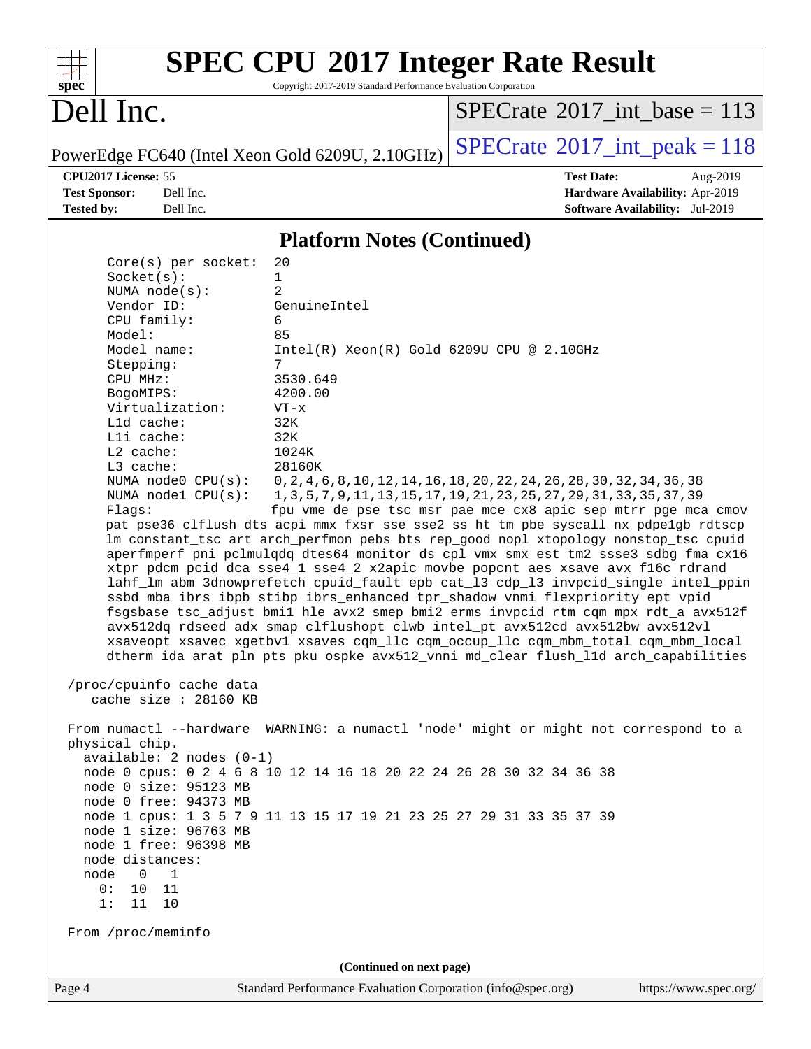## Platform Notes (Continued)

```
     Core(s) per socket:  20
     Socket(s):           1
     NUMA node(s):        2
     Vendor ID:           GenuineIntel
     CPU family:          6
     Model:               85
     Model name:          Intel(R) Xeon(R) Gold 6209U CPU @ 2.10GHz
     Stepping:            7
     CPU MHz:             3530.649
     BogoMIPS:            4200.00
     Virtualization:      VT-x
     L1d cache:           32K
     L1i cache:           32K
     L2 cache:            1024K
     L3 cache:            28160K
     NUMA node0 CPU(s):   0,2,4,6,8,10,12,14,16,18,20,22,24,26,28,30,32,34,36,38
     NUMA node1 CPU(s):   1,3,5,7,9,11,13,15,17,19,21,23,25,27,29,31,33,35,37,39
     Flags:               fpu vme de pse tsc msr pae mce cx8 apic sep mtrr pge mca cmov
     pat pse36 clflush dts acpi mmx fxsr sse sse2 ss ht tm pbe syscall nx pdpe1gb rdtscp
     lm constant_tsc art arch_perfmon pebs bts rep_good nopl xtopology nonstop_tsc cpuid
     aperfmperf pni pclmulqdq dtes64 monitor ds_cpl vmx smx est tm2 ssse3 sdbg fma cx16
     xtpr pdcm pcid dca sse4_1 sse4_2 x2apic movbe popcnt aes xsave avx f16c rdrand
     lahf_lm abm 3dnowprefetch cpuid_fault epb cat_l3 cdp_l3 invpcid_single intel_ppin
     ssbd mba ibrs ibpb stibp ibrs_enhanced tpr_shadow vnmi flexpriority ept vpid
     fsgsbase tsc_adjust bmi1 hle avx2 smep bmi2 erms invpcid rtm cqm mpx rdt_a avx512f
     avx512dq rdseed adx smap clflushopt clwb intel_pt avx512cd avx512bw avx512vl
     xsaveopt xsavec xgetbv1 xsaves cqm_llc cqm_occup_llc cqm_mbm_total cqm_mbm_local
     dtherm ida arat pln pts pku ospke avx512_vnni md_clear flush_l1d arch_capabilities

 /proc/cpuinfo cache data
    cache size : 28160 KB

 From numactl --hardware  WARNING: a numactl 'node' might or might not correspond to a
 physical chip.
   available: 2 nodes (0-1)
   node 0 cpus: 0 2 4 6 8 10 12 14 16 18 20 22 24 26 28 30 32 34 36 38
   node 0 size: 95123 MB
   node 0 free: 94373 MB
   node 1 cpus: 1 3 5 7 9 11 13 15 17 19 21 23 25 27 29 31 33 35 37 39
   node 1 size: 96763 MB
   node 1 free: 96398 MB
   node distances:
   node   0   1
     0:  10  11
     1:  11  10

 From /proc/meminfo
```

(Continued on next page)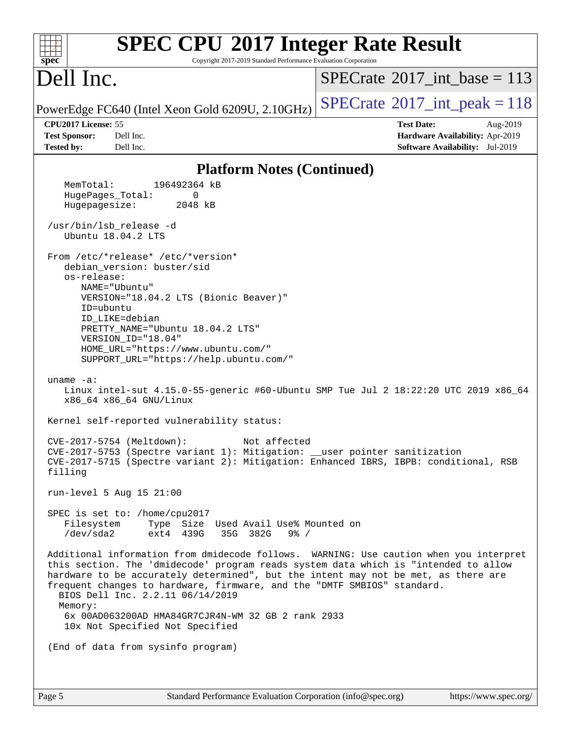# SPEC CPU 2017 Integer Rate Result

Copyright 2017-2019 Standard Performance Evaluation Corporation

## Dell Inc.

PowerEdge FC640 (Intel Xeon Gold 6209U, 2.10GHz)

SPECrate 2017_int_base = 113

SPECrate 2017_int_peak = 118

**CPU2017 License:** 55
**Test Sponsor:** Dell Inc.
**Tested by:** Dell Inc.

**Test Date:** Aug-2019
**Hardware Availability:** Apr-2019
**Software Availability:** Jul-2019

### Platform Notes (Continued)

```
    MemTotal:       196492364 kB
    HugePages_Total:       0
    Hugepagesize:       2048 kB

 /usr/bin/lsb_release -d
    Ubuntu 18.04.2 LTS

 From /etc/*release* /etc/*version*
    debian_version: buster/sid
    os-release:
       NAME="Ubuntu"
       VERSION="18.04.2 LTS (Bionic Beaver)"
       ID=ubuntu
       ID_LIKE=debian
       PRETTY_NAME="Ubuntu 18.04.2 LTS"
       VERSION_ID="18.04"
       HOME_URL="https://www.ubuntu.com/"
       SUPPORT_URL="https://help.ubuntu.com/"

 uname -a:
    Linux intel-sut 4.15.0-55-generic #60-Ubuntu SMP Tue Jul 2 18:22:20 UTC 2019 x86_64
    x86_64 x86_64 GNU/Linux

 Kernel self-reported vulnerability status:

 CVE-2017-5754 (Meltdown):          Not affected
 CVE-2017-5753 (Spectre variant 1): Mitigation: __user pointer sanitization
 CVE-2017-5715 (Spectre variant 2): Mitigation: Enhanced IBRS, IBPB: conditional, RSB
 filling

 run-level 5 Aug 15 21:00

 SPEC is set to: /home/cpu2017
    Filesystem     Type  Size  Used Avail Use% Mounted on
    /dev/sda2      ext4  439G   35G  382G   9% /

 Additional information from dmidecode follows.  WARNING: Use caution when you interpret
 this section. The 'dmidecode' program reads system data which is "intended to allow
 hardware to be accurately determined", but the intent may not be met, as there are
 frequent changes to hardware, firmware, and the "DMTF SMBIOS" standard.
   BIOS Dell Inc. 2.2.11 06/14/2019
   Memory:
    6x 00AD063200AD HMA84GR7CJR4N-WM 32 GB 2 rank 2933
    10x Not Specified Not Specified

 (End of data from sysinfo program)
```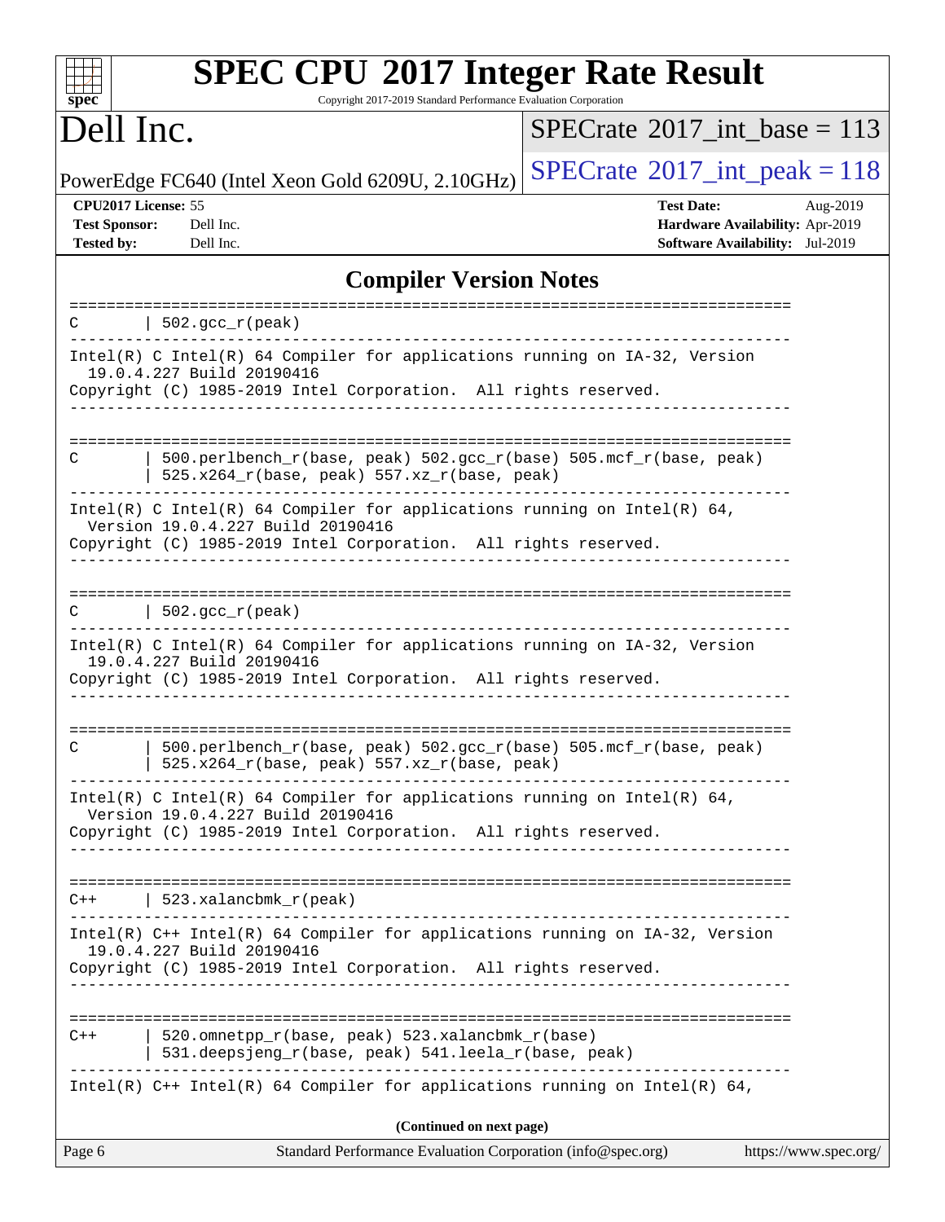# SPEC CPU 2017 Integer Rate Result

Copyright 2017-2019 Standard Performance Evaluation Corporation

# Dell Inc.

PowerEdge FC640 (Intel Xeon Gold 6209U, 2.10GHz)

SPECrate 2017_int_base = 113

SPECrate 2017_int_peak = 118

**CPU2017 License:** 55
**Test Sponsor:** Dell Inc.
**Tested by:** Dell Inc.

**Test Date:** Aug-2019
**Hardware Availability:** Apr-2019
**Software Availability:** Jul-2019

## Compiler Version Notes

```
==============================================================================
C       | 502.gcc_r(peak)
------------------------------------------------------------------------------
Intel(R) C Intel(R) 64 Compiler for applications running on IA-32, Version
  19.0.4.227 Build 20190416
Copyright (C) 1985-2019 Intel Corporation.  All rights reserved.
------------------------------------------------------------------------------

==============================================================================
C       | 500.perlbench_r(base, peak) 502.gcc_r(base) 505.mcf_r(base, peak)
        | 525.x264_r(base, peak) 557.xz_r(base, peak)
------------------------------------------------------------------------------
Intel(R) C Intel(R) 64 Compiler for applications running on Intel(R) 64,
  Version 19.0.4.227 Build 20190416
Copyright (C) 1985-2019 Intel Corporation.  All rights reserved.
------------------------------------------------------------------------------

==============================================================================
C       | 502.gcc_r(peak)
------------------------------------------------------------------------------
Intel(R) C Intel(R) 64 Compiler for applications running on IA-32, Version
  19.0.4.227 Build 20190416
Copyright (C) 1985-2019 Intel Corporation.  All rights reserved.
------------------------------------------------------------------------------

==============================================================================
C       | 500.perlbench_r(base, peak) 502.gcc_r(base) 505.mcf_r(base, peak)
        | 525.x264_r(base, peak) 557.xz_r(base, peak)
------------------------------------------------------------------------------
Intel(R) C Intel(R) 64 Compiler for applications running on Intel(R) 64,
  Version 19.0.4.227 Build 20190416
Copyright (C) 1985-2019 Intel Corporation.  All rights reserved.
------------------------------------------------------------------------------

==============================================================================
C++     | 523.xalancbmk_r(peak)
------------------------------------------------------------------------------
Intel(R) C++ Intel(R) 64 Compiler for applications running on IA-32, Version
  19.0.4.227 Build 20190416
Copyright (C) 1985-2019 Intel Corporation.  All rights reserved.
------------------------------------------------------------------------------

==============================================================================
C++     | 520.omnetpp_r(base, peak) 523.xalancbmk_r(base)
        | 531.deepsjeng_r(base, peak) 541.leela_r(base, peak)
------------------------------------------------------------------------------
Intel(R) C++ Intel(R) 64 Compiler for applications running on Intel(R) 64,
```

**(Continued on next page)**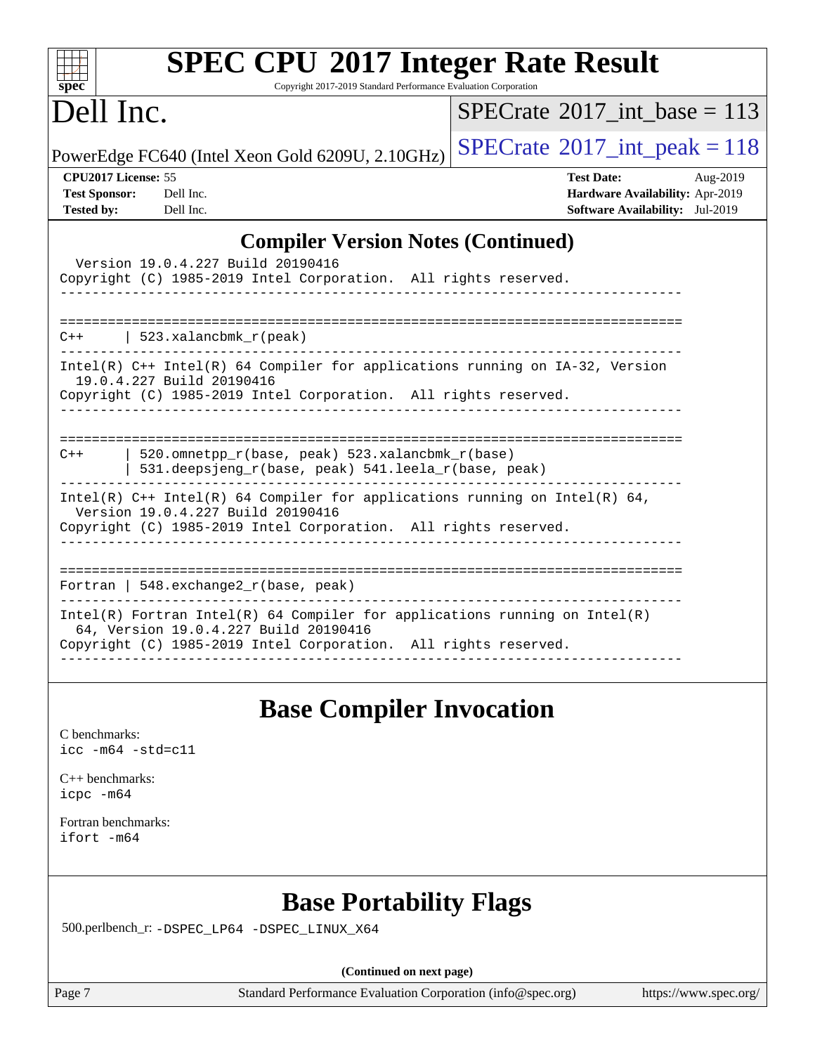## Compiler Version Notes (Continued)

```
  Version 19.0.4.227 Build 20190416
Copyright (C) 1985-2019 Intel Corporation.  All rights reserved.
------------------------------------------------------------------------------

==============================================================================
C++     | 523.xalancbmk_r(peak)
------------------------------------------------------------------------------
Intel(R) C++ Intel(R) 64 Compiler for applications running on IA-32, Version
  19.0.4.227 Build 20190416
Copyright (C) 1985-2019 Intel Corporation.  All rights reserved.
------------------------------------------------------------------------------

==============================================================================
C++     | 520.omnetpp_r(base, peak) 523.xalancbmk_r(base)
        | 531.deepsjeng_r(base, peak) 541.leela_r(base, peak)
------------------------------------------------------------------------------
Intel(R) C++ Intel(R) 64 Compiler for applications running on Intel(R) 64,
  Version 19.0.4.227 Build 20190416
Copyright (C) 1985-2019 Intel Corporation.  All rights reserved.
------------------------------------------------------------------------------

==============================================================================
Fortran | 548.exchange2_r(base, peak)
------------------------------------------------------------------------------
Intel(R) Fortran Intel(R) 64 Compiler for applications running on Intel(R)
  64, Version 19.0.4.227 Build 20190416
Copyright (C) 1985-2019 Intel Corporation.  All rights reserved.
------------------------------------------------------------------------------
```

## Base Compiler Invocation

C benchmarks:
icc -m64 -std=c11

C++ benchmarks:
icpc -m64

Fortran benchmarks:
ifort -m64

## Base Portability Flags

500.perlbench_r: -DSPEC_LP64 -DSPEC_LINUX_X64

(Continued on next page)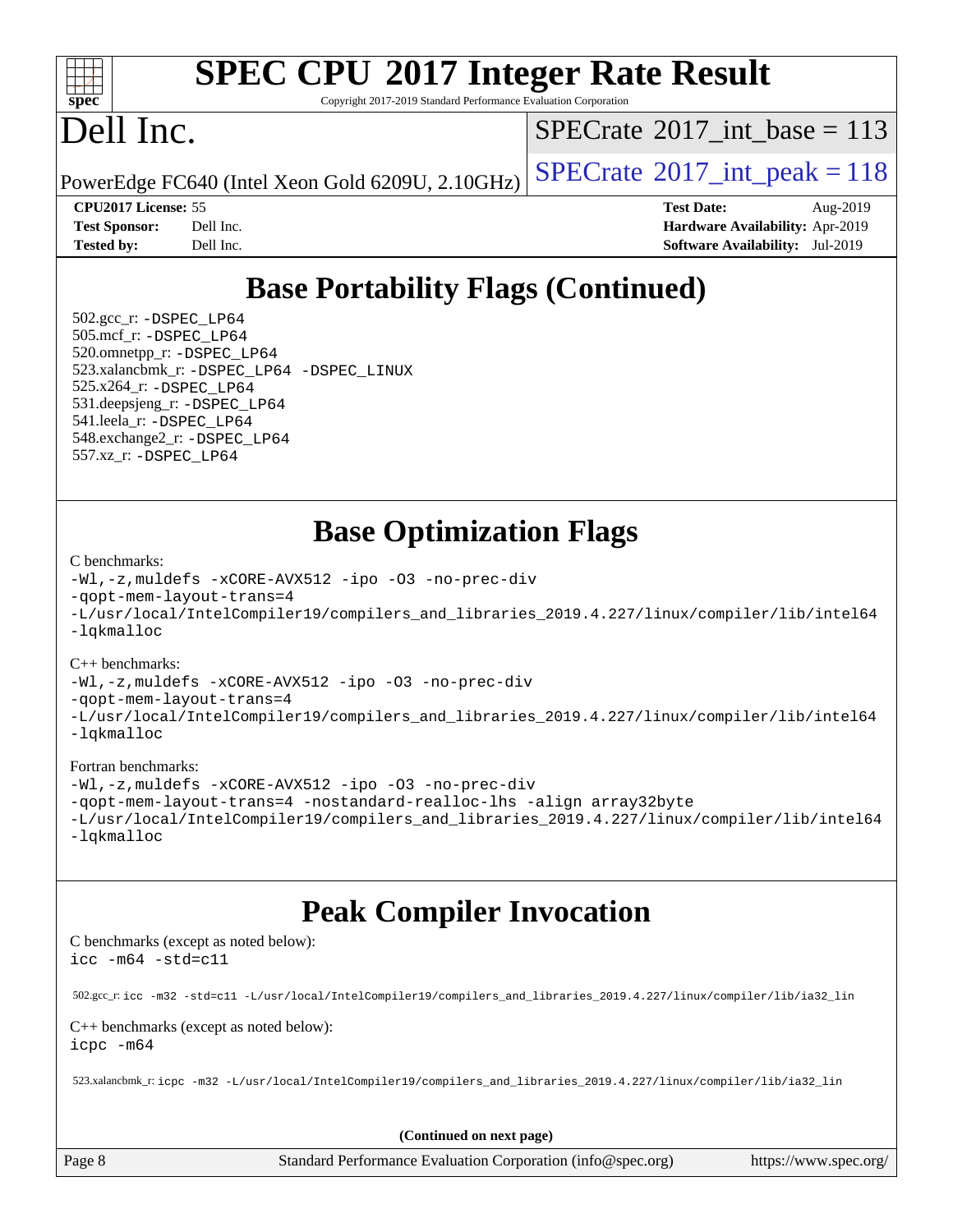# Base Portability Flags (Continued)

502.gcc_r: -DSPEC_LP64
505.mcf_r: -DSPEC_LP64
520.omnetpp_r: -DSPEC_LP64
523.xalancbmk_r: -DSPEC_LP64 -DSPEC_LINUX
525.x264_r: -DSPEC_LP64
531.deepsjeng_r: -DSPEC_LP64
541.leela_r: -DSPEC_LP64
548.exchange2_r: -DSPEC_LP64
557.xz_r: -DSPEC_LP64

# Base Optimization Flags

C benchmarks:

```
-Wl,-z,muldefs -xCORE-AVX512 -ipo -O3 -no-prec-div
-qopt-mem-layout-trans=4
-L/usr/local/IntelCompiler19/compilers_and_libraries_2019.4.227/linux/compiler/lib/intel64
-lqkmalloc
```

C++ benchmarks:

```
-Wl,-z,muldefs -xCORE-AVX512 -ipo -O3 -no-prec-div
-qopt-mem-layout-trans=4
-L/usr/local/IntelCompiler19/compilers_and_libraries_2019.4.227/linux/compiler/lib/intel64
-lqkmalloc
```

Fortran benchmarks:

```
-Wl,-z,muldefs -xCORE-AVX512 -ipo -O3 -no-prec-div
-qopt-mem-layout-trans=4 -nostandard-realloc-lhs -align array32byte
-L/usr/local/IntelCompiler19/compilers_and_libraries_2019.4.227/linux/compiler/lib/intel64
-lqkmalloc
```

# Peak Compiler Invocation

C benchmarks (except as noted below):

```
icc -m64 -std=c11
```

502.gcc_r: icc -m32 -std=c11 -L/usr/local/IntelCompiler19/compilers_and_libraries_2019.4.227/linux/compiler/lib/ia32_lin

C++ benchmarks (except as noted below):

```
icpc -m64
```

523.xalancbmk_r: icpc -m32 -L/usr/local/IntelCompiler19/compilers_and_libraries_2019.4.227/linux/compiler/lib/ia32_lin

**(Continued on next page)**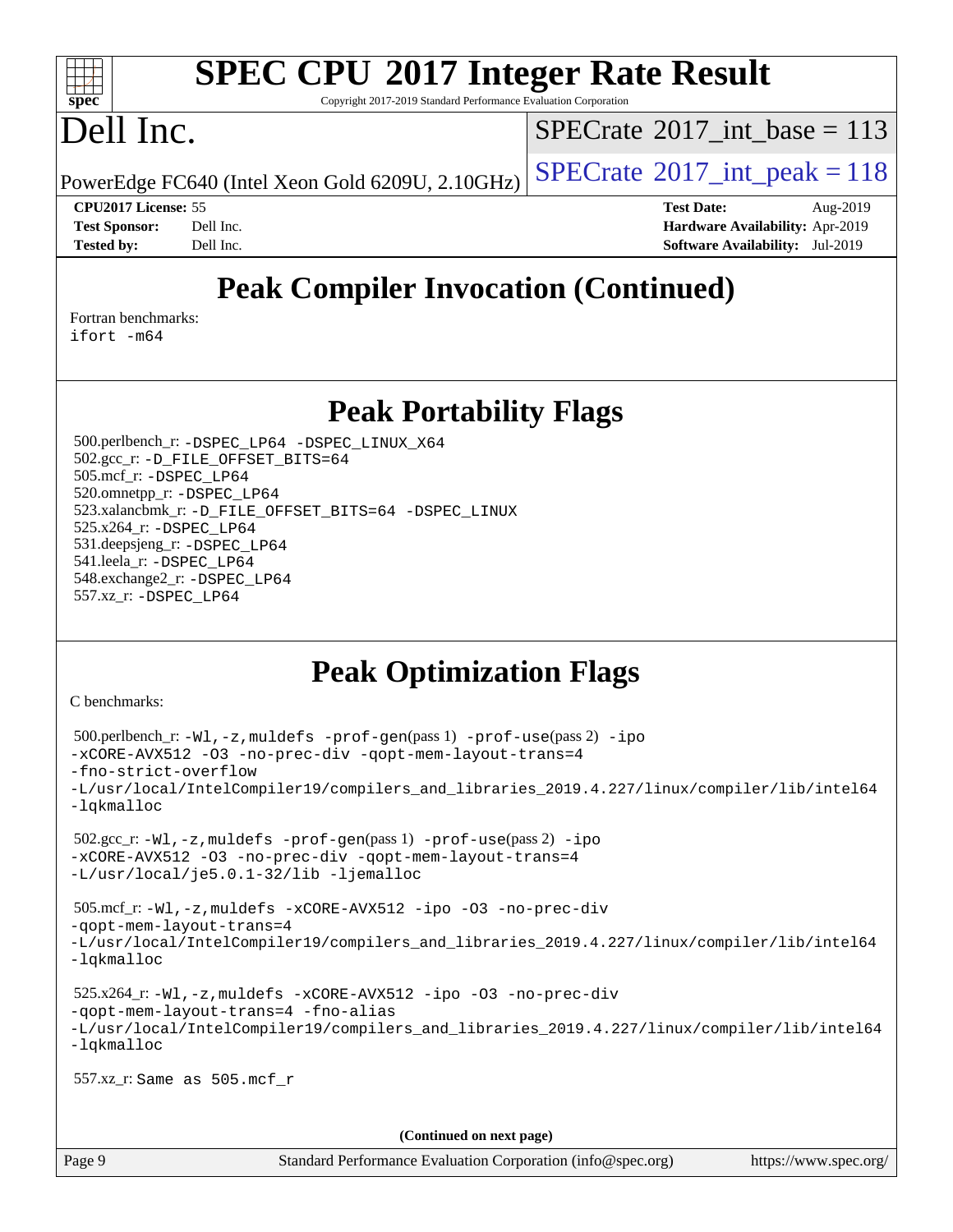## Peak Compiler Invocation (Continued)

Fortran benchmarks:
`ifort -m64`

## Peak Portability Flags

500.perlbench_r: `-DSPEC_LP64 -DSPEC_LINUX_X64`
502.gcc_r: `-D_FILE_OFFSET_BITS=64`
505.mcf_r: `-DSPEC_LP64`
520.omnetpp_r: `-DSPEC_LP64`
523.xalancbmk_r: `-D_FILE_OFFSET_BITS=64 -DSPEC_LINUX`
525.x264_r: `-DSPEC_LP64`
531.deepsjeng_r: `-DSPEC_LP64`
541.leela_r: `-DSPEC_LP64`
548.exchange2_r: `-DSPEC_LP64`
557.xz_r: `-DSPEC_LP64`

## Peak Optimization Flags

C benchmarks:

500.perlbench_r: `-Wl,-z,muldefs -prof-gen`(pass 1) `-prof-use`(pass 2) `-ipo -xCORE-AVX512 -O3 -no-prec-div -qopt-mem-layout-trans=4 -fno-strict-overflow -L/usr/local/IntelCompiler19/compilers_and_libraries_2019.4.227/linux/compiler/lib/intel64 -lqkmalloc`

502.gcc_r: `-Wl,-z,muldefs -prof-gen`(pass 1) `-prof-use`(pass 2) `-ipo -xCORE-AVX512 -O3 -no-prec-div -qopt-mem-layout-trans=4 -L/usr/local/je5.0.1-32/lib -ljemalloc`

505.mcf_r: `-Wl,-z,muldefs -xCORE-AVX512 -ipo -O3 -no-prec-div -qopt-mem-layout-trans=4 -L/usr/local/IntelCompiler19/compilers_and_libraries_2019.4.227/linux/compiler/lib/intel64 -lqkmalloc`

525.x264_r: `-Wl,-z,muldefs -xCORE-AVX512 -ipo -O3 -no-prec-div -qopt-mem-layout-trans=4 -fno-alias -L/usr/local/IntelCompiler19/compilers_and_libraries_2019.4.227/linux/compiler/lib/intel64 -lqkmalloc`

557.xz_r: `Same as 505.mcf_r`

**(Continued on next page)**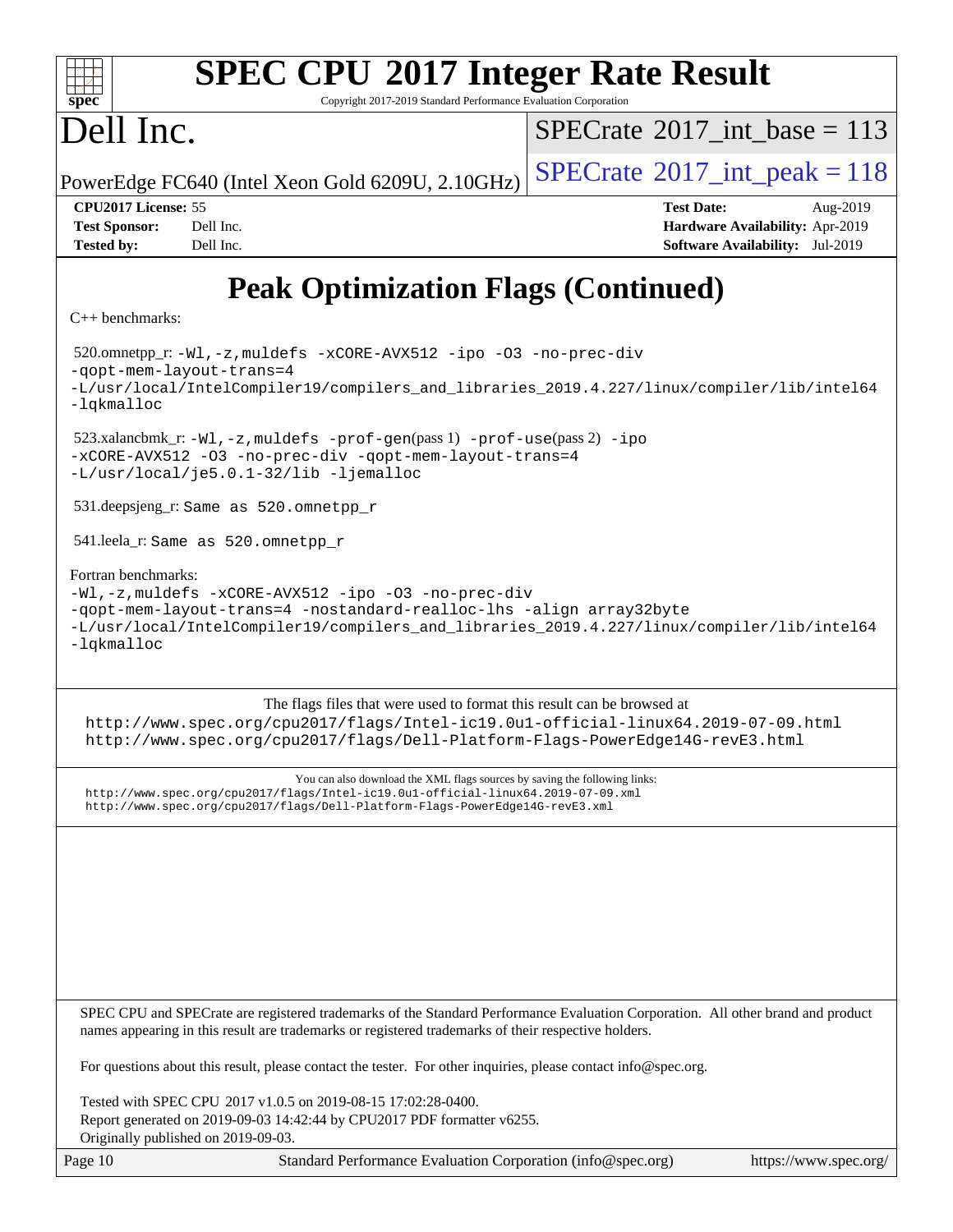# SPEC CPU 2017 Integer Rate Result

Copyright 2017-2019 Standard Performance Evaluation Corporation

# Dell Inc.

PowerEdge FC640 (Intel Xeon Gold 6209U, 2.10GHz)

SPECrate 2017_int_base = 113

SPECrate 2017_int_peak = 118

**CPU2017 License:** 55
**Test Sponsor:** Dell Inc.
**Tested by:** Dell Inc.

**Test Date:** Aug-2019
**Hardware Availability:** Apr-2019
**Software Availability:** Jul-2019

## Peak Optimization Flags (Continued)

C++ benchmarks:

520.omnetpp_r: -Wl,-z,muldefs -xCORE-AVX512 -ipo -O3 -no-prec-div
-qopt-mem-layout-trans=4
-L/usr/local/IntelCompiler19/compilers_and_libraries_2019.4.227/linux/compiler/lib/intel64
-lqkmalloc

523.xalancbmk_r: -Wl,-z,muldefs -prof-gen(pass 1) -prof-use(pass 2) -ipo
-xCORE-AVX512 -O3 -no-prec-div -qopt-mem-layout-trans=4
-L/usr/local/je5.0.1-32/lib -ljemalloc

531.deepsjeng_r: Same as 520.omnetpp_r

541.leela_r: Same as 520.omnetpp_r

Fortran benchmarks:

-Wl,-z,muldefs -xCORE-AVX512 -ipo -O3 -no-prec-div
-qopt-mem-layout-trans=4 -nostandard-realloc-lhs -align array32byte
-L/usr/local/IntelCompiler19/compilers_and_libraries_2019.4.227/linux/compiler/lib/intel64
-lqkmalloc

The flags files that were used to format this result can be browsed at
http://www.spec.org/cpu2017/flags/Intel-ic19.0u1-official-linux64.2019-07-09.html
http://www.spec.org/cpu2017/flags/Dell-Platform-Flags-PowerEdge14G-revE3.html

You can also download the XML flags sources by saving the following links:
http://www.spec.org/cpu2017/flags/Intel-ic19.0u1-official-linux64.2019-07-09.xml
http://www.spec.org/cpu2017/flags/Dell-Platform-Flags-PowerEdge14G-revE3.xml

SPEC CPU and SPECrate are registered trademarks of the Standard Performance Evaluation Corporation. All other brand and product names appearing in this result are trademarks or registered trademarks of their respective holders.

For questions about this result, please contact the tester. For other inquiries, please contact info@spec.org.

Tested with SPEC CPU 2017 v1.0.5 on 2019-08-15 17:02:28-0400.
Report generated on 2019-09-03 14:42:44 by CPU2017 PDF formatter v6255.
Originally published on 2019-09-03.